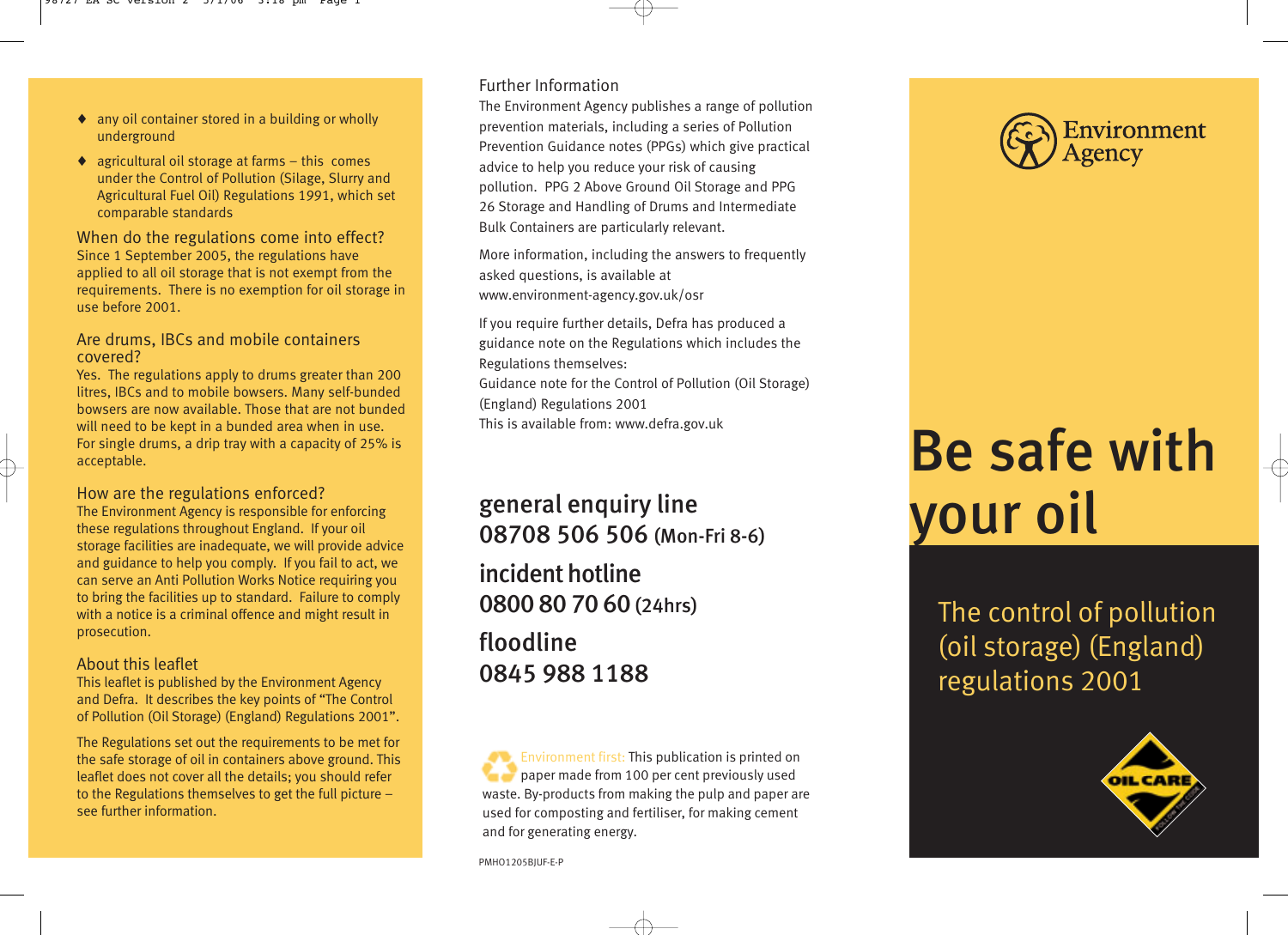- any oil container stored in a building or wholly underground
- agricultural oil storage at farms – this comes under the Control of Pollution (Silage, Slurry and Agricultural Fuel Oil) Regulations 1991, which set comparable standards

## When do the regulations come into effect?

Since 1 September 2005, the regulations have applied to all oil storage that is not exempt from the requirements. There is no exemption for oil storage in use before 2001.

## Are drums, IBCs and mobile containers covered?

Yes. The regulations apply to drums greater than 200 litres, IBCs and to mobile bowsers. Many self-bunded bowsers are now available. Those that are not bunded will need to be kept in a bunded area when in use. For single drums, a drip tray with a capacity of 25% is acceptable.

## How are the regulations enforced?

The Environment Agency is responsible for enforcing these regulations throughout England. If your oil storage facilities are inadequate, we will provide advice and guidance to help you comply. If you fail to act, we can serve an Anti Pollution Works Notice requiring you to bring the facilities up to standard. Failure to comply with a notice is a criminal offence and might result in prosecution.

## About this leaflet

This leaflet is published by the Environment Agency and Defra. It describes the key points of "The Control of Pollution (Oil Storage) (England) Regulations 2001".

The Regulations set out the requirements to be met for the safe storage of oil in containers above ground. This leaflet does not cover all the details; you should refer to the Regulations themselves to get the full picture – see further information.

## Further Information

The Environment Agency publishes a range of pollution prevention materials, including a series of Pollution Prevention Guidance notes (PPGs) which give practical advice to help you reduce your risk of causing pollution. PPG 2 Above Ground Oil Storage and PPG 26 Storage and Handling of Drums and Intermediate Bulk Containers are particularly relevant.

More information, including the answers to frequently asked questions, is available at www.environment-agency.gov.uk/osr

If you require further details, Defra has produced a guidance note on the Regulations which includes the Regulations themselves:
Guidance note for the Control of Pollution (Oil Storage) (England) Regulations 2001
This is available from: www.defra.gov.uk

**general enquiry line**
**08708 506 506** (Mon-Fri 8-6)

**incident hotline**
**0800 80 70 60** (24hrs)

**floodline**
**0845 988 1188**

Environment first: This publication is printed on paper made from 100 per cent previously used waste. By-products from making the pulp and paper are used for composting and fertiliser, for making cement and for generating energy.

PMHO1205BJUF-E-P

Environment Agency

# Be safe with your oil

## The control of pollution (oil storage) (England) regulations 2001

OIL CARE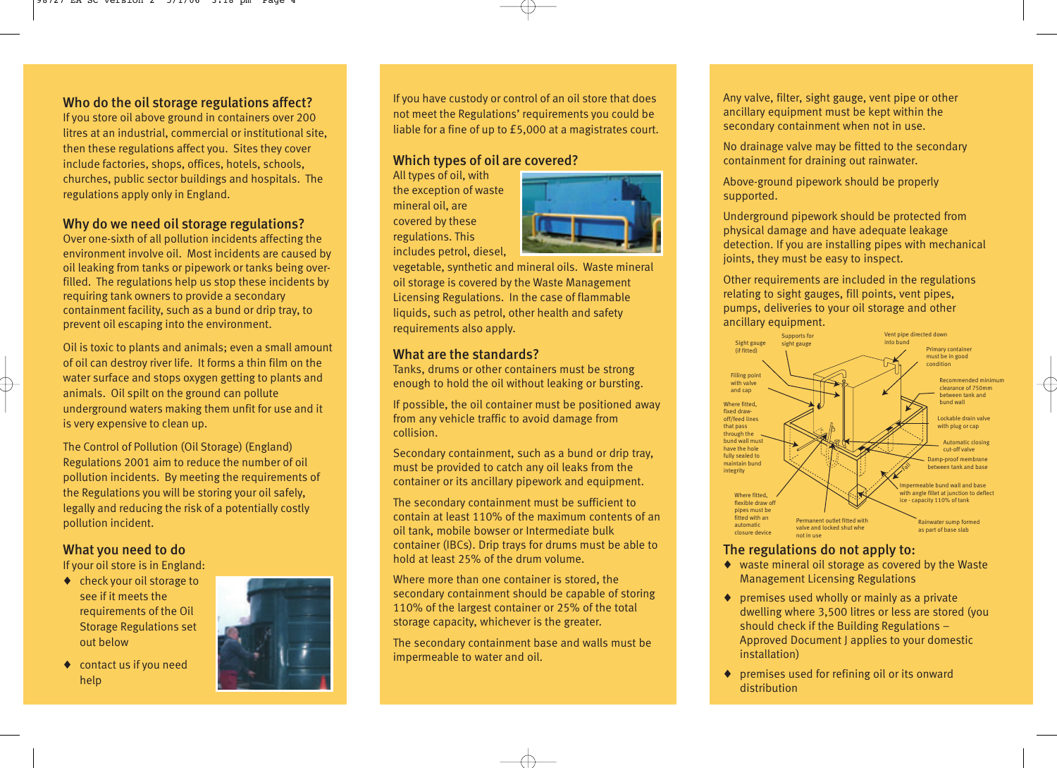## Who do the oil storage regulations affect?

If you store oil above ground in containers over 200 litres at an industrial, commercial or institutional site, then these regulations affect you. Sites they cover include factories, shops, offices, hotels, schools, churches, public sector buildings and hospitals. The regulations apply only in England.

## Why do we need oil storage regulations?

Over one-sixth of all pollution incidents affecting the environment involve oil. Most incidents are caused by oil leaking from tanks or pipework or tanks being over-filled. The regulations help us stop these incidents by requiring tank owners to provide a secondary containment facility, such as a bund or drip tray, to prevent oil escaping into the environment.

Oil is toxic to plants and animals; even a small amount of oil can destroy river life. It forms a thin film on the water surface and stops oxygen getting to plants and animals. Oil spilt on the ground can pollute underground waters making them unfit for use and it is very expensive to clean up.

The Control of Pollution (Oil Storage) (England) Regulations 2001 aim to reduce the number of oil pollution incidents. By meeting the requirements of the Regulations you will be storing your oil safely, legally and reducing the risk of a potentially costly pollution incident.

## What you need to do

If your oil store is in England:

- check your oil storage to see if it meets the requirements of the Oil Storage Regulations set out below
- contact us if you need help

If you have custody or control of an oil store that does not meet the Regulations' requirements you could be liable for a fine of up to £5,000 at a magistrates court.

## Which types of oil are covered?

All types of oil, with the exception of waste mineral oil, are covered by these regulations. This includes petrol, diesel, vegetable, synthetic and mineral oils. Waste mineral oil storage is covered by the Waste Management Licensing Regulations. In the case of flammable liquids, such as petrol, other health and safety requirements also apply.

## What are the standards?

Tanks, drums or other containers must be strong enough to hold the oil without leaking or bursting.

If possible, the oil container must be positioned away from any vehicle traffic to avoid damage from collision.

Secondary containment, such as a bund or drip tray, must be provided to catch any oil leaks from the container or its ancillary pipework and equipment.

The secondary containment must be sufficient to contain at least 110% of the maximum contents of an oil tank, mobile bowser or Intermediate bulk container (IBCs). Drip trays for drums must be able to hold at least 25% of the drum volume.

Where more than one container is stored, the secondary containment should be capable of storing 110% of the largest container or 25% of the total storage capacity, whichever is the greater.

The secondary containment base and walls must be impermeable to water and oil.

Any valve, filter, sight gauge, vent pipe or other ancillary equipment must be kept within the secondary containment when not in use.

No drainage valve may be fitted to the secondary containment for draining out rainwater.

Above-ground pipework should be properly supported.

Underground pipework should be protected from physical damage and have adequate leakage detection. If you are installing pipes with mechanical joints, they must be easy to inspect.

Other requirements are included in the regulations relating to sight gauges, fill points, vent pipes, pumps, deliveries to your oil storage and other ancillary equipment.

Sight gauge (if fitted)
Supports for sight gauge
Vent pipe directed down into bund
Primary container must be in good condition
Filling point with valve and cap
Recommended minimum clearance of 750mm between tank and bund wall
Where fitted, fixed draw-off/feed lines that pass through the bund wall must have the hole fully sealed to maintain bund integrity
Lockable drain valve with plug or cap
Automatic closing cut-off valve
Damp-proof membrane between tank and base
Fall
Impermeable bund wall and base with angle fillet at junction to deflect ice - capacity 110% of tank
Where fitted, flexible draw off pipes must be fitted with an automatic closure device
Permanent outlet fitted with valve and locked shut whe not in use
Rainwater sump formed as part of base slab

## The regulations do not apply to:

- waste mineral oil storage as covered by the Waste Management Licensing Regulations
- premises used wholly or mainly as a private dwelling where 3,500 litres or less are stored (you should check if the Building Regulations – Approved Document J applies to your domestic installation)
- premises used for refining oil or its onward distribution